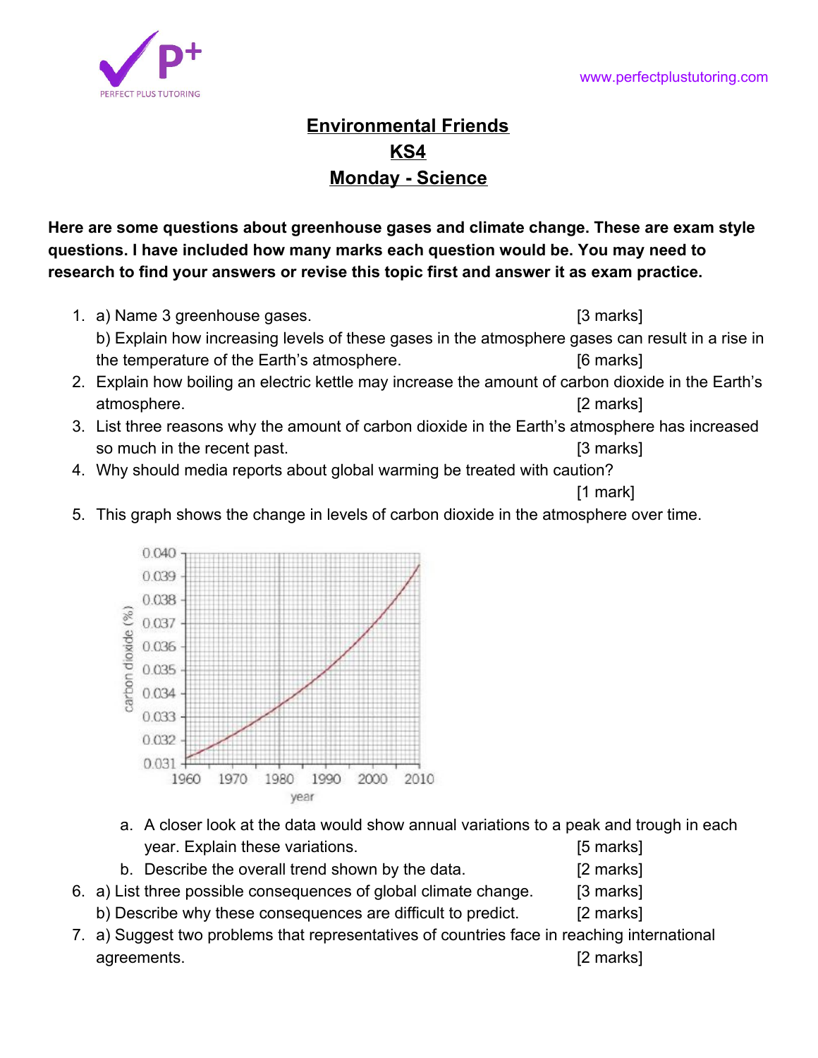## Environmental Friends

## KS4

## Monday - Science

**Here are some questions about greenhouse gases and climate change. These are exam style questions. I have included how many marks each question would be. You may need to research to find your answers or revise this topic first and answer it as exam practice.**

1. a) Name 3 greenhouse gases. [3 marks]
   b) Explain how increasing levels of these gases in the atmosphere gases can result in a rise in the temperature of the Earth's atmosphere. [6 marks]
2. Explain how boiling an electric kettle may increase the amount of carbon dioxide in the Earth's atmosphere. [2 marks]
3. List three reasons why the amount of carbon dioxide in the Earth's atmosphere has increased so much in the recent past. [3 marks]
4. Why should media reports about global warming be treated with caution? [1 mark]
5. This graph shows the change in levels of carbon dioxide in the atmosphere over time.

   a. A closer look at the data would show annual variations to a peak and trough in each year. Explain these variations. [5 marks]
   b. Describe the overall trend shown by the data. [2 marks]
6. a) List three possible consequences of global climate change. [3 marks]
   b) Describe why these consequences are difficult to predict. [2 marks]
7. a) Suggest two problems that representatives of countries face in reaching international agreements. [2 marks]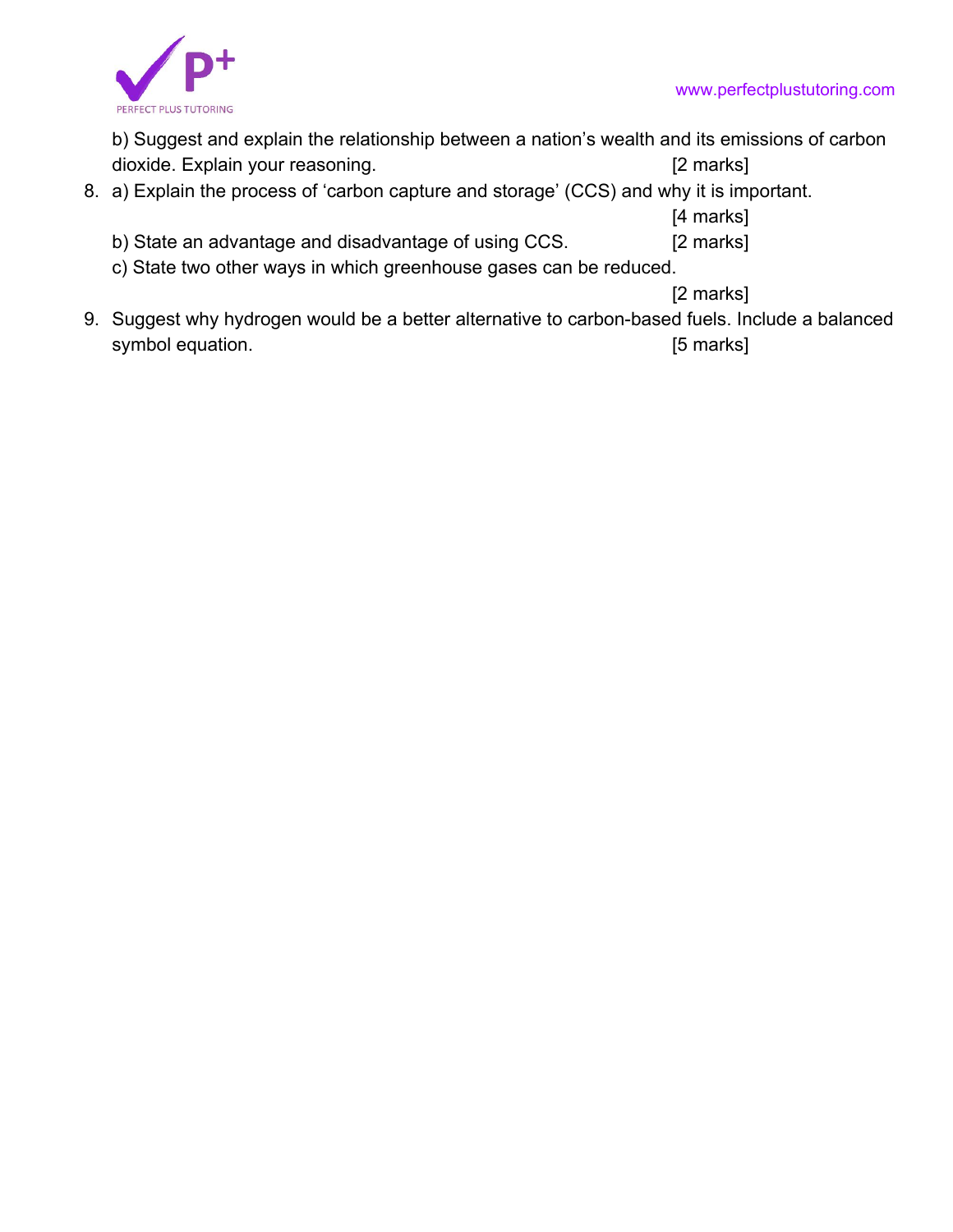b) Suggest and explain the relationship between a nation's wealth and its emissions of carbon dioxide. Explain your reasoning. [2 marks]

8. a) Explain the process of 'carbon capture and storage' (CCS) and why it is important. [4 marks]

   b) State an advantage and disadvantage of using CCS. [2 marks]

   c) State two other ways in which greenhouse gases can be reduced. [2 marks]

9. Suggest why hydrogen would be a better alternative to carbon-based fuels. Include a balanced symbol equation. [5 marks]